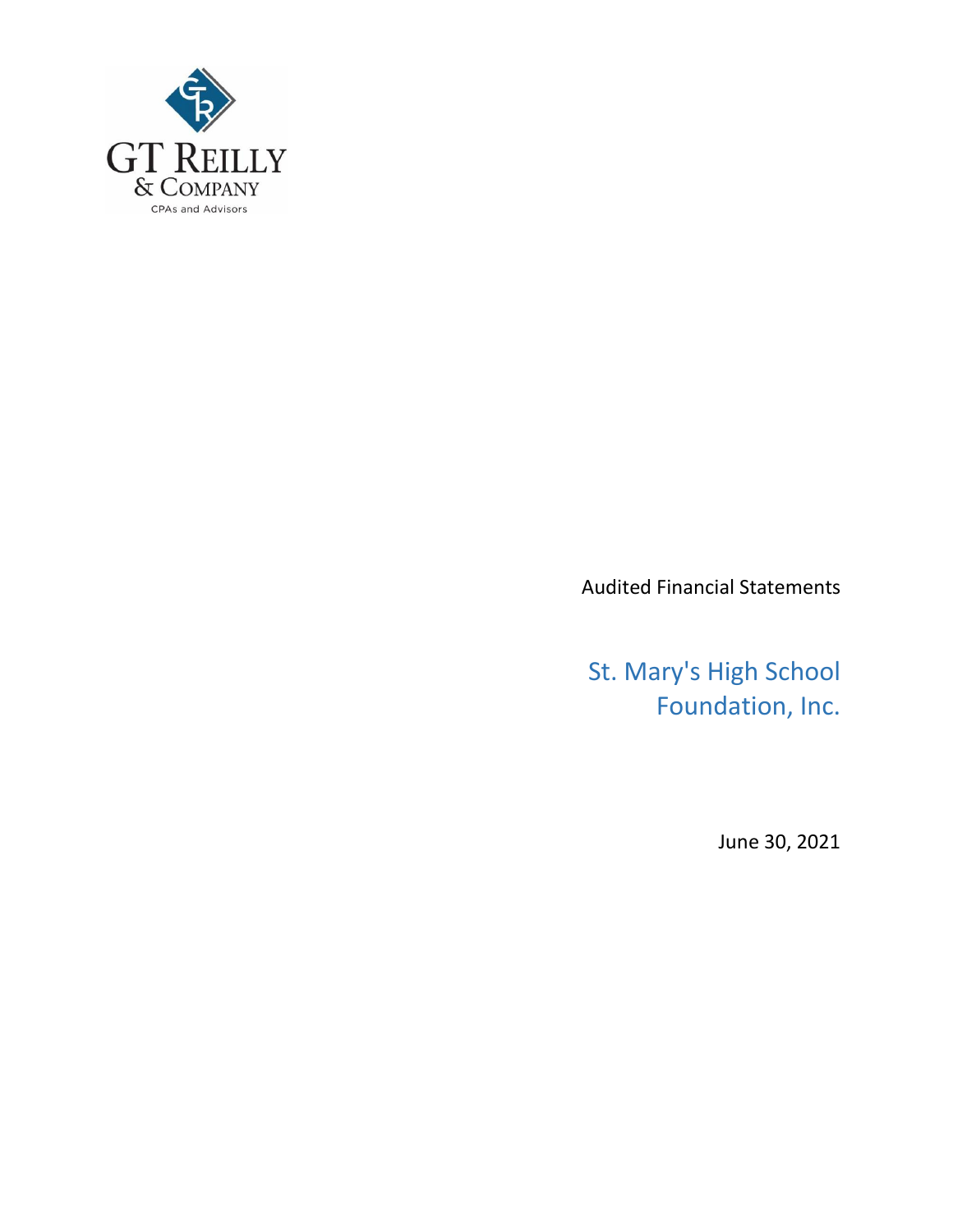GT Reilly & Company

CPAs and Advisors

Audited Financial Statements

# St. Mary's High School Foundation, Inc.

June 30, 2021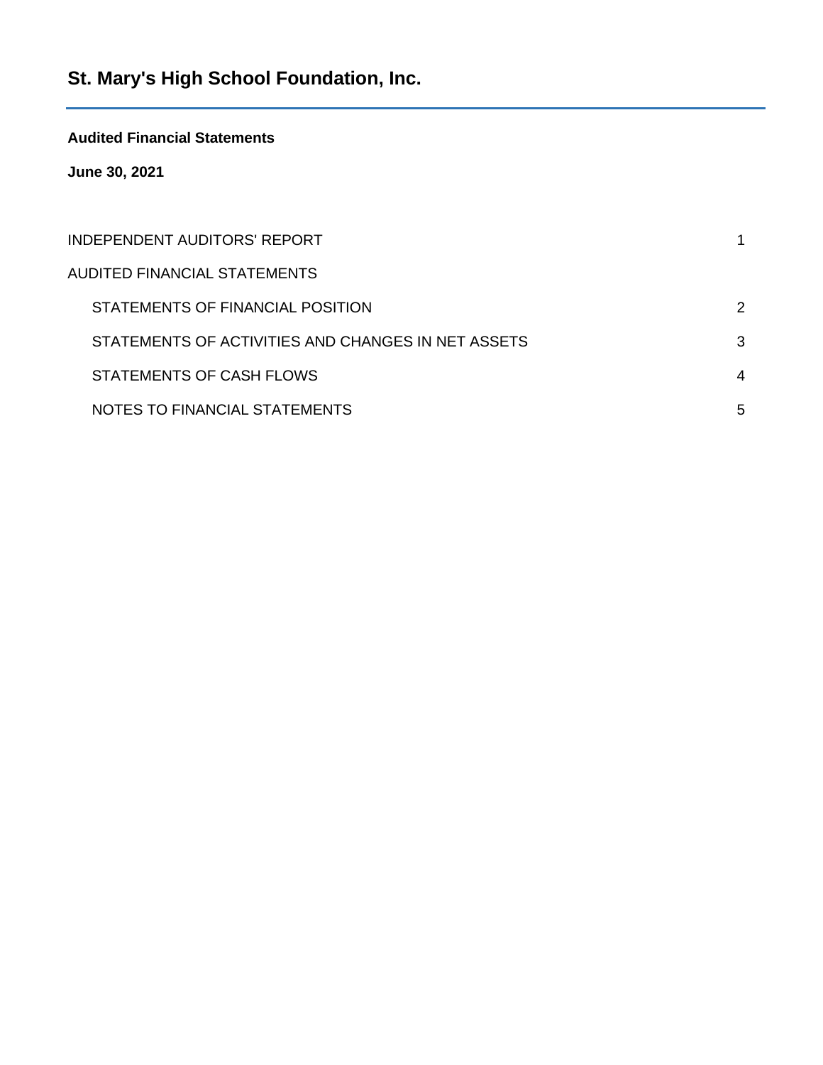# St. Mary's High School Foundation, Inc.

**Audited Financial Statements**

**June 30, 2021**

| | |
|---|---|
| INDEPENDENT AUDITORS' REPORT | 1 |
| AUDITED FINANCIAL STATEMENTS | |
| STATEMENTS OF FINANCIAL POSITION | 2 |
| STATEMENTS OF ACTIVITIES AND CHANGES IN NET ASSETS | 3 |
| STATEMENTS OF CASH FLOWS | 4 |
| NOTES TO FINANCIAL STATEMENTS | 5 |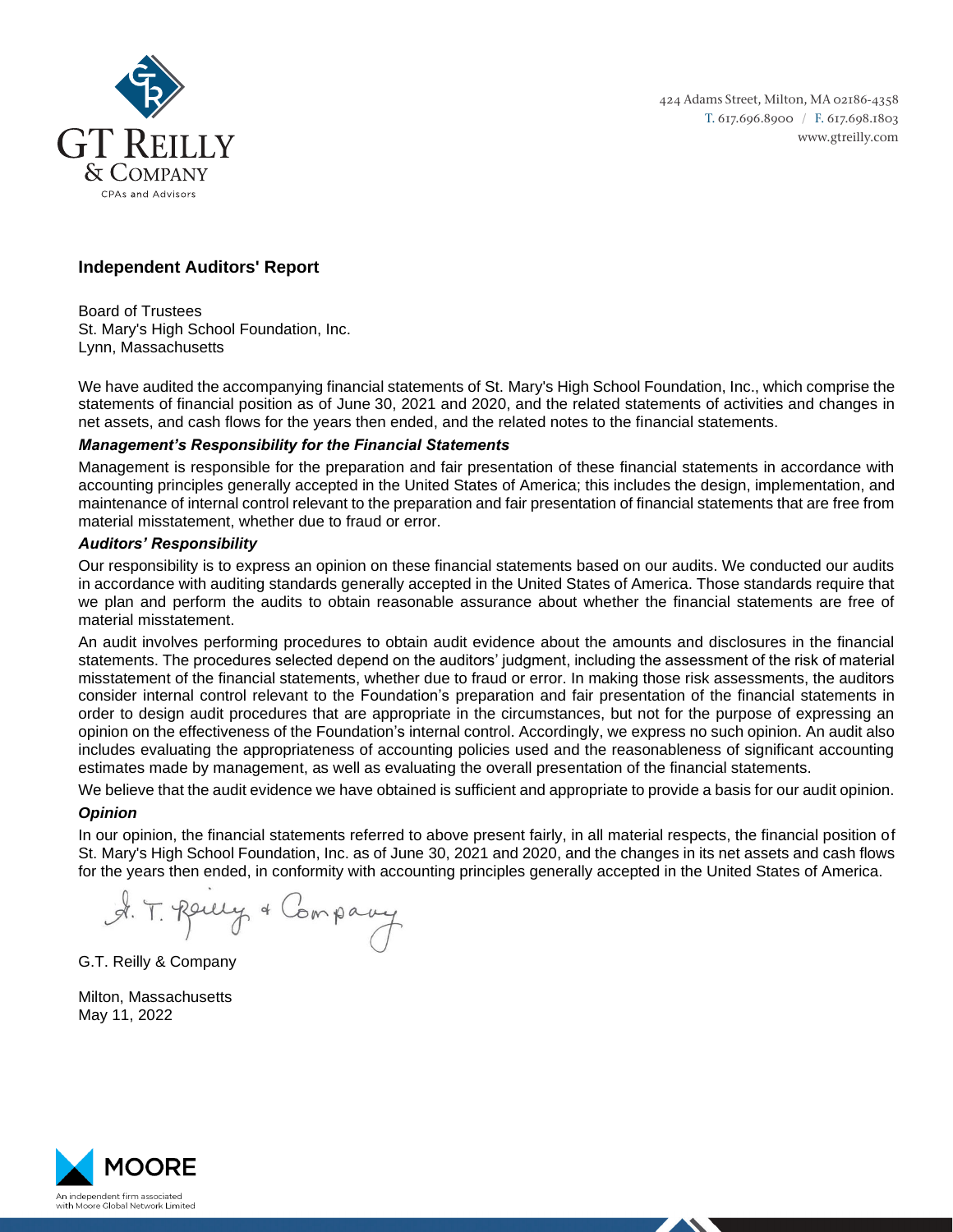GT REILLY
& COMPANY
CPAs and Advisors

424 Adams Street, Milton, MA 02186-4358
T. 617.696.8900 / F. 617.698.1803
www.gtreilly.com

## Independent Auditors' Report

Board of Trustees
St. Mary's High School Foundation, Inc.
Lynn, Massachusetts

We have audited the accompanying financial statements of St. Mary's High School Foundation, Inc., which comprise the statements of financial position as of June 30, 2021 and 2020, and the related statements of activities and changes in net assets, and cash flows for the years then ended, and the related notes to the financial statements.

### *Management's Responsibility for the Financial Statements*

Management is responsible for the preparation and fair presentation of these financial statements in accordance with accounting principles generally accepted in the United States of America; this includes the design, implementation, and maintenance of internal control relevant to the preparation and fair presentation of financial statements that are free from material misstatement, whether due to fraud or error.

### *Auditors' Responsibility*

Our responsibility is to express an opinion on these financial statements based on our audits. We conducted our audits in accordance with auditing standards generally accepted in the United States of America. Those standards require that we plan and perform the audits to obtain reasonable assurance about whether the financial statements are free of material misstatement.

An audit involves performing procedures to obtain audit evidence about the amounts and disclosures in the financial statements. The procedures selected depend on the auditors' judgment, including the assessment of the risk of material misstatement of the financial statements, whether due to fraud or error. In making those risk assessments, the auditors consider internal control relevant to the Foundation's preparation and fair presentation of the financial statements in order to design audit procedures that are appropriate in the circumstances, but not for the purpose of expressing an opinion on the effectiveness of the Foundation's internal control. Accordingly, we express no such opinion. An audit also includes evaluating the appropriateness of accounting policies used and the reasonableness of significant accounting estimates made by management, as well as evaluating the overall presentation of the financial statements.

We believe that the audit evidence we have obtained is sufficient and appropriate to provide a basis for our audit opinion.

### *Opinion*

In our opinion, the financial statements referred to above present fairly, in all material respects, the financial position of St. Mary's High School Foundation, Inc. as of June 30, 2021 and 2020, and the changes in its net assets and cash flows for the years then ended, in conformity with accounting principles generally accepted in the United States of America.

G. T. Reilly & Company

G.T. Reilly & Company

Milton, Massachusetts
May 11, 2022

MOORE
An independent firm associated with Moore Global Network Limited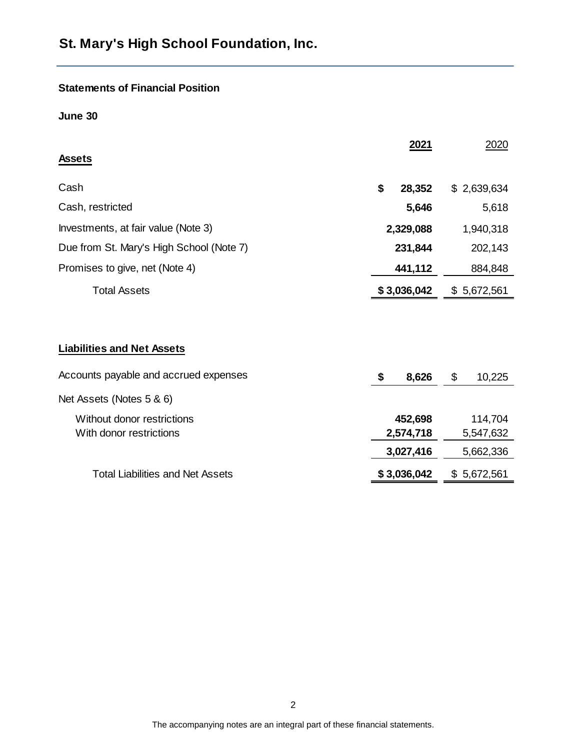# St. Mary's High School Foundation, Inc.

## Statements of Financial Position

**June 30**

| | **2021** | 2020 |
|---|---|---|
| **Assets** | | |
| Cash | **$ 28,352** | $ 2,639,634 |
| Cash, restricted | **5,646** | 5,618 |
| Investments, at fair value (Note 3) | **2,329,088** | 1,940,318 |
| Due from St. Mary's High School (Note 7) | **231,844** | 202,143 |
| Promises to give, net (Note 4) | **441,112** | 884,848 |
| Total Assets | **$ 3,036,042** | $ 5,672,561 |
| | | |
| **Liabilities and Net Assets** | | |
| Accounts payable and accrued expenses | **$ 8,626** | $ 10,225 |
| Net Assets (Notes 5 & 6) | | |
| Without donor restrictions | **452,698** | 114,704 |
| With donor restrictions | **2,574,718** | 5,547,632 |
| | **3,027,416** | 5,662,336 |
| Total Liabilities and Net Assets | **$ 3,036,042** | $ 5,672,561 |

The accompanying notes are an integral part of these financial statements.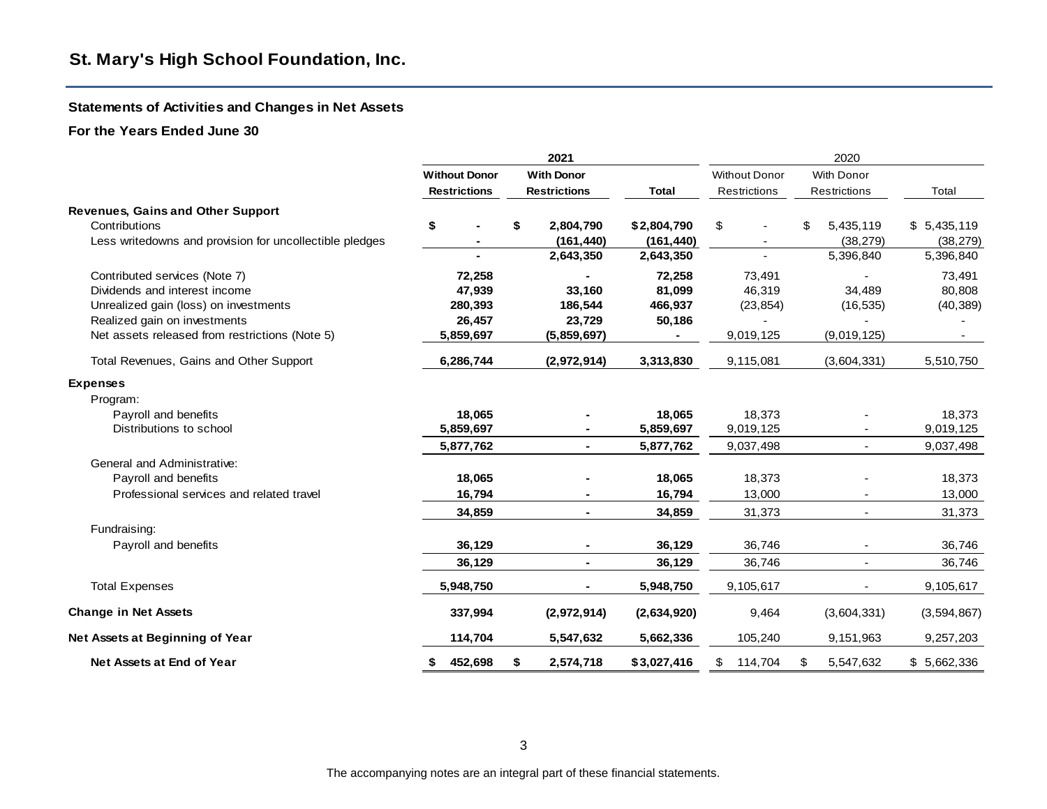## St. Mary's High School Foundation, Inc.

### Statements of Activities and Changes in Net Assets

### For the Years Ended June 30

| | 2021 | | | 2020 | | |
|---|---|---|---|---|---|---|
| | Without Donor Restrictions | With Donor Restrictions | Total | Without Donor Restrictions | With Donor Restrictions | Total |
| **Revenues, Gains and Other Support** | | | | | | |
| Contributions | $ - | $ 2,804,790 | $ 2,804,790 | $ - | $ 5,435,119 | $ 5,435,119 |
| Less writedowns and provision for uncollectible pledges | - | (161,440) | (161,440) | - | (38,279) | (38,279) |
| | - | 2,643,350 | 2,643,350 | - | 5,396,840 | 5,396,840 |
| Contributed services (Note 7) | 72,258 | - | 72,258 | 73,491 | - | 73,491 |
| Dividends and interest income | 47,939 | 33,160 | 81,099 | 46,319 | 34,489 | 80,808 |
| Unrealized gain (loss) on investments | 280,393 | 186,544 | 466,937 | (23,854) | (16,535) | (40,389) |
| Realized gain on investments | 26,457 | 23,729 | 50,186 | - | - | - |
| Net assets released from restrictions (Note 5) | 5,859,697 | (5,859,697) | - | 9,019,125 | (9,019,125) | - |
| Total Revenues, Gains and Other Support | 6,286,744 | (2,972,914) | 3,313,830 | 9,115,081 | (3,604,331) | 5,510,750 |
| **Expenses** | | | | | | |
| Program: | | | | | | |
| Payroll and benefits | 18,065 | - | 18,065 | 18,373 | - | 18,373 |
| Distributions to school | 5,859,697 | - | 5,859,697 | 9,019,125 | - | 9,019,125 |
| | 5,877,762 | - | 5,877,762 | 9,037,498 | - | 9,037,498 |
| General and Administrative: | | | | | | |
| Payroll and benefits | 18,065 | - | 18,065 | 18,373 | - | 18,373 |
| Professional services and related travel | 16,794 | - | 16,794 | 13,000 | - | 13,000 |
| | 34,859 | - | 34,859 | 31,373 | - | 31,373 |
| Fundraising: | | | | | | |
| Payroll and benefits | 36,129 | - | 36,129 | 36,746 | - | 36,746 |
| | 36,129 | - | 36,129 | 36,746 | - | 36,746 |
| Total Expenses | 5,948,750 | - | 5,948,750 | 9,105,617 | - | 9,105,617 |
| **Change in Net Assets** | 337,994 | (2,972,914) | (2,634,920) | 9,464 | (3,604,331) | (3,594,867) |
| **Net Assets at Beginning of Year** | 114,704 | 5,547,632 | 5,662,336 | 105,240 | 9,151,963 | 9,257,203 |
| **Net Assets at End of Year** | $ 452,698 | $ 2,574,718 | $ 3,027,416 | $ 114,704 | $ 5,547,632 | $ 5,662,336 |

The accompanying notes are an integral part of these financial statements.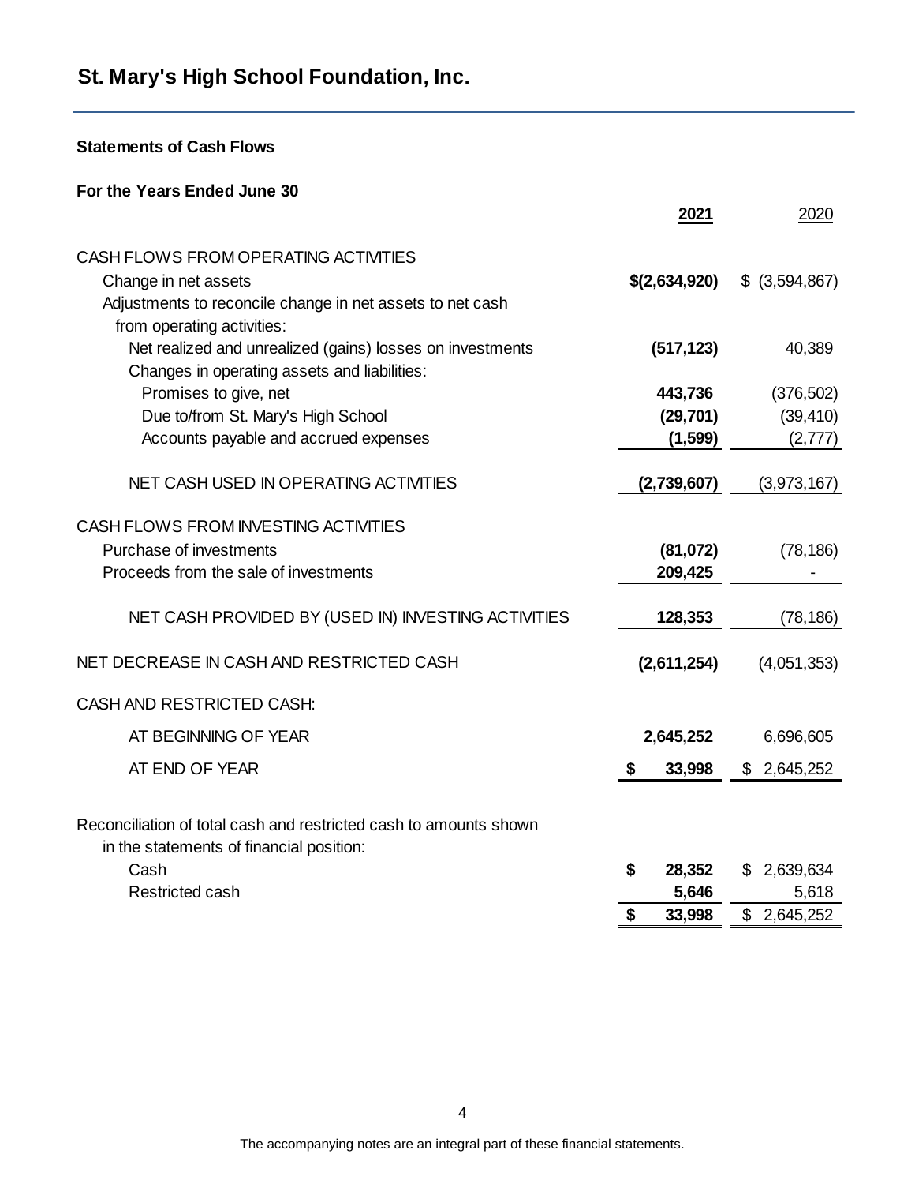# St. Mary's High School Foundation, Inc.

**Statements of Cash Flows**

**For the Years Ended June 30**

| | **2021** | 2020 |
|---|---|---|
| CASH FLOWS FROM OPERATING ACTIVITIES | | |
| Change in net assets | **$(2,634,920)** | $ (3,594,867) |
| Adjustments to reconcile change in net assets to net cash from operating activities: | | |
| Net realized and unrealized (gains) losses on investments | **(517,123)** | 40,389 |
| Changes in operating assets and liabilities: | | |
| Promises to give, net | **443,736** | (376,502) |
| Due to/from St. Mary's High School | **(29,701)** | (39,410) |
| Accounts payable and accrued expenses | **(1,599)** | (2,777) |
| NET CASH USED IN OPERATING ACTIVITIES | **(2,739,607)** | (3,973,167) |
| CASH FLOWS FROM INVESTING ACTIVITIES | | |
| Purchase of investments | **(81,072)** | (78,186) |
| Proceeds from the sale of investments | **209,425** | - |
| NET CASH PROVIDED BY (USED IN) INVESTING ACTIVITIES | **128,353** | (78,186) |
| NET DECREASE IN CASH AND RESTRICTED CASH | **(2,611,254)** | (4,051,353) |
| CASH AND RESTRICTED CASH: | | |
| AT BEGINNING OF YEAR | **2,645,252** | 6,696,605 |
| AT END OF YEAR | **$ 33,998** | $ 2,645,252 |
| Reconciliation of total cash and restricted cash to amounts shown in the statements of financial position: | | |
| Cash | **$ 28,352** | $ 2,639,634 |
| Restricted cash | **5,646** | 5,618 |
| | **$ 33,998** | $ 2,645,252 |

The accompanying notes are an integral part of these financial statements.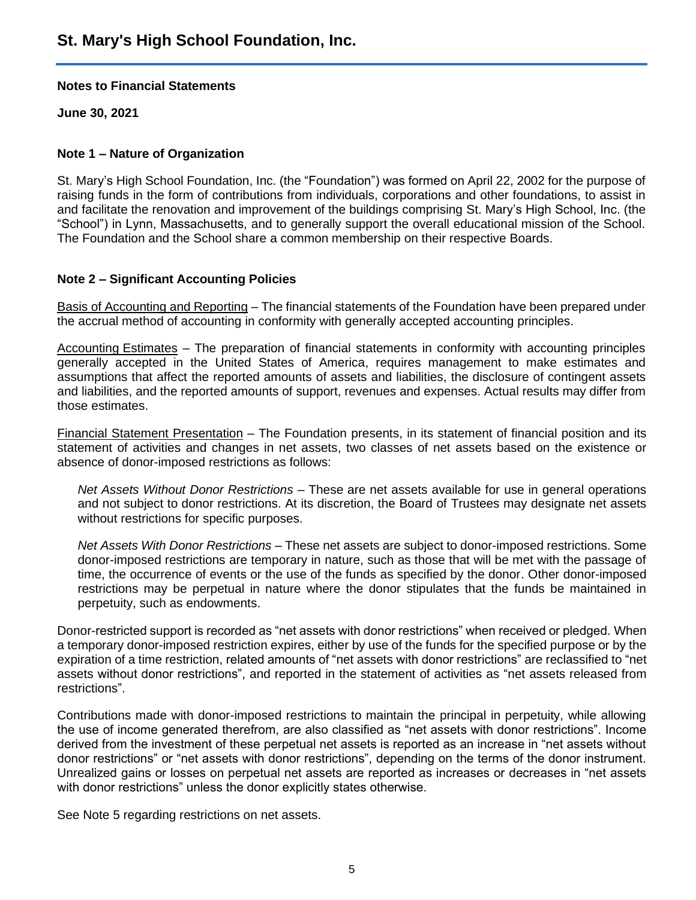# St. Mary's High School Foundation, Inc.

**Notes to Financial Statements**

**June 30, 2021**

## Note 1 – Nature of Organization

St. Mary's High School Foundation, Inc. (the "Foundation") was formed on April 22, 2002 for the purpose of raising funds in the form of contributions from individuals, corporations and other foundations, to assist in and facilitate the renovation and improvement of the buildings comprising St. Mary's High School, Inc. (the "School") in Lynn, Massachusetts, and to generally support the overall educational mission of the School. The Foundation and the School share a common membership on their respective Boards.

## Note 2 – Significant Accounting Policies

Basis of Accounting and Reporting – The financial statements of the Foundation have been prepared under the accrual method of accounting in conformity with generally accepted accounting principles.

Accounting Estimates – The preparation of financial statements in conformity with accounting principles generally accepted in the United States of America, requires management to make estimates and assumptions that affect the reported amounts of assets and liabilities, the disclosure of contingent assets and liabilities, and the reported amounts of support, revenues and expenses. Actual results may differ from those estimates.

Financial Statement Presentation – The Foundation presents, in its statement of financial position and its statement of activities and changes in net assets, two classes of net assets based on the existence or absence of donor-imposed restrictions as follows:

*Net Assets Without Donor Restrictions* – These are net assets available for use in general operations and not subject to donor restrictions. At its discretion, the Board of Trustees may designate net assets without restrictions for specific purposes.

*Net Assets With Donor Restrictions* – These net assets are subject to donor-imposed restrictions. Some donor-imposed restrictions are temporary in nature, such as those that will be met with the passage of time, the occurrence of events or the use of the funds as specified by the donor. Other donor-imposed restrictions may be perpetual in nature where the donor stipulates that the funds be maintained in perpetuity, such as endowments.

Donor-restricted support is recorded as "net assets with donor restrictions" when received or pledged. When a temporary donor-imposed restriction expires, either by use of the funds for the specified purpose or by the expiration of a time restriction, related amounts of "net assets with donor restrictions" are reclassified to "net assets without donor restrictions", and reported in the statement of activities as "net assets released from restrictions".

Contributions made with donor-imposed restrictions to maintain the principal in perpetuity, while allowing the use of income generated therefrom, are also classified as "net assets with donor restrictions". Income derived from the investment of these perpetual net assets is reported as an increase in "net assets without donor restrictions" or "net assets with donor restrictions", depending on the terms of the donor instrument. Unrealized gains or losses on perpetual net assets are reported as increases or decreases in "net assets with donor restrictions" unless the donor explicitly states otherwise.

See Note 5 regarding restrictions on net assets.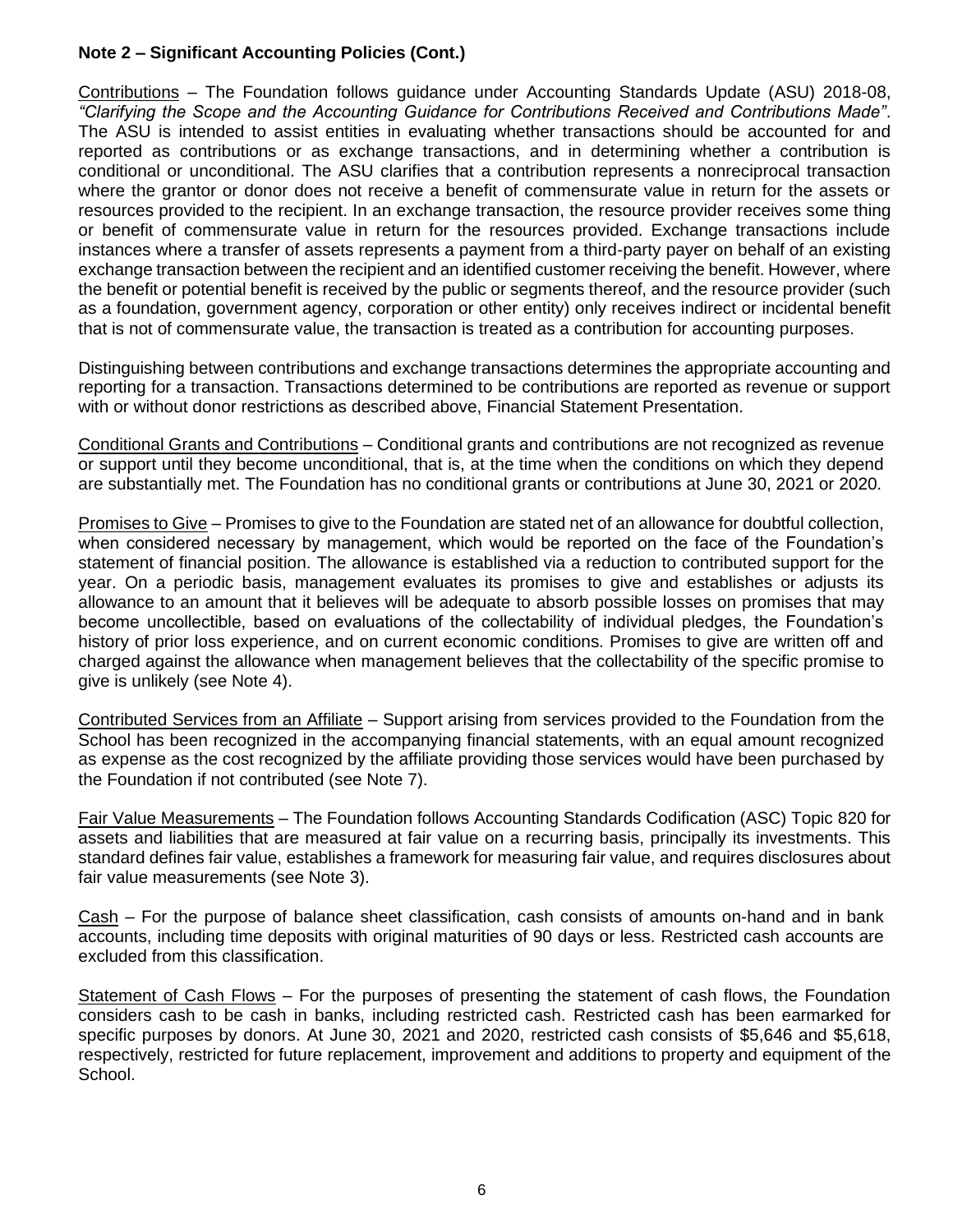**Note 2 – Significant Accounting Policies (Cont.)**

Contributions – The Foundation follows guidance under Accounting Standards Update (ASU) 2018-08, *"Clarifying the Scope and the Accounting Guidance for Contributions Received and Contributions Made"*. The ASU is intended to assist entities in evaluating whether transactions should be accounted for and reported as contributions or as exchange transactions, and in determining whether a contribution is conditional or unconditional. The ASU clarifies that a contribution represents a nonreciprocal transaction where the grantor or donor does not receive a benefit of commensurate value in return for the assets or resources provided to the recipient. In an exchange transaction, the resource provider receives some thing or benefit of commensurate value in return for the resources provided. Exchange transactions include instances where a transfer of assets represents a payment from a third-party payer on behalf of an existing exchange transaction between the recipient and an identified customer receiving the benefit. However, where the benefit or potential benefit is received by the public or segments thereof, and the resource provider (such as a foundation, government agency, corporation or other entity) only receives indirect or incidental benefit that is not of commensurate value, the transaction is treated as a contribution for accounting purposes.

Distinguishing between contributions and exchange transactions determines the appropriate accounting and reporting for a transaction. Transactions determined to be contributions are reported as revenue or support with or without donor restrictions as described above, Financial Statement Presentation.

Conditional Grants and Contributions – Conditional grants and contributions are not recognized as revenue or support until they become unconditional, that is, at the time when the conditions on which they depend are substantially met. The Foundation has no conditional grants or contributions at June 30, 2021 or 2020.

Promises to Give – Promises to give to the Foundation are stated net of an allowance for doubtful collection, when considered necessary by management, which would be reported on the face of the Foundation's statement of financial position. The allowance is established via a reduction to contributed support for the year. On a periodic basis, management evaluates its promises to give and establishes or adjusts its allowance to an amount that it believes will be adequate to absorb possible losses on promises that may become uncollectible, based on evaluations of the collectability of individual pledges, the Foundation's history of prior loss experience, and on current economic conditions. Promises to give are written off and charged against the allowance when management believes that the collectability of the specific promise to give is unlikely (see Note 4).

Contributed Services from an Affiliate – Support arising from services provided to the Foundation from the School has been recognized in the accompanying financial statements, with an equal amount recognized as expense as the cost recognized by the affiliate providing those services would have been purchased by the Foundation if not contributed (see Note 7).

Fair Value Measurements – The Foundation follows Accounting Standards Codification (ASC) Topic 820 for assets and liabilities that are measured at fair value on a recurring basis, principally its investments. This standard defines fair value, establishes a framework for measuring fair value, and requires disclosures about fair value measurements (see Note 3).

Cash – For the purpose of balance sheet classification, cash consists of amounts on-hand and in bank accounts, including time deposits with original maturities of 90 days or less. Restricted cash accounts are excluded from this classification.

Statement of Cash Flows – For the purposes of presenting the statement of cash flows, the Foundation considers cash to be cash in banks, including restricted cash. Restricted cash has been earmarked for specific purposes by donors. At June 30, 2021 and 2020, restricted cash consists of $5,646 and $5,618, respectively, restricted for future replacement, improvement and additions to property and equipment of the School.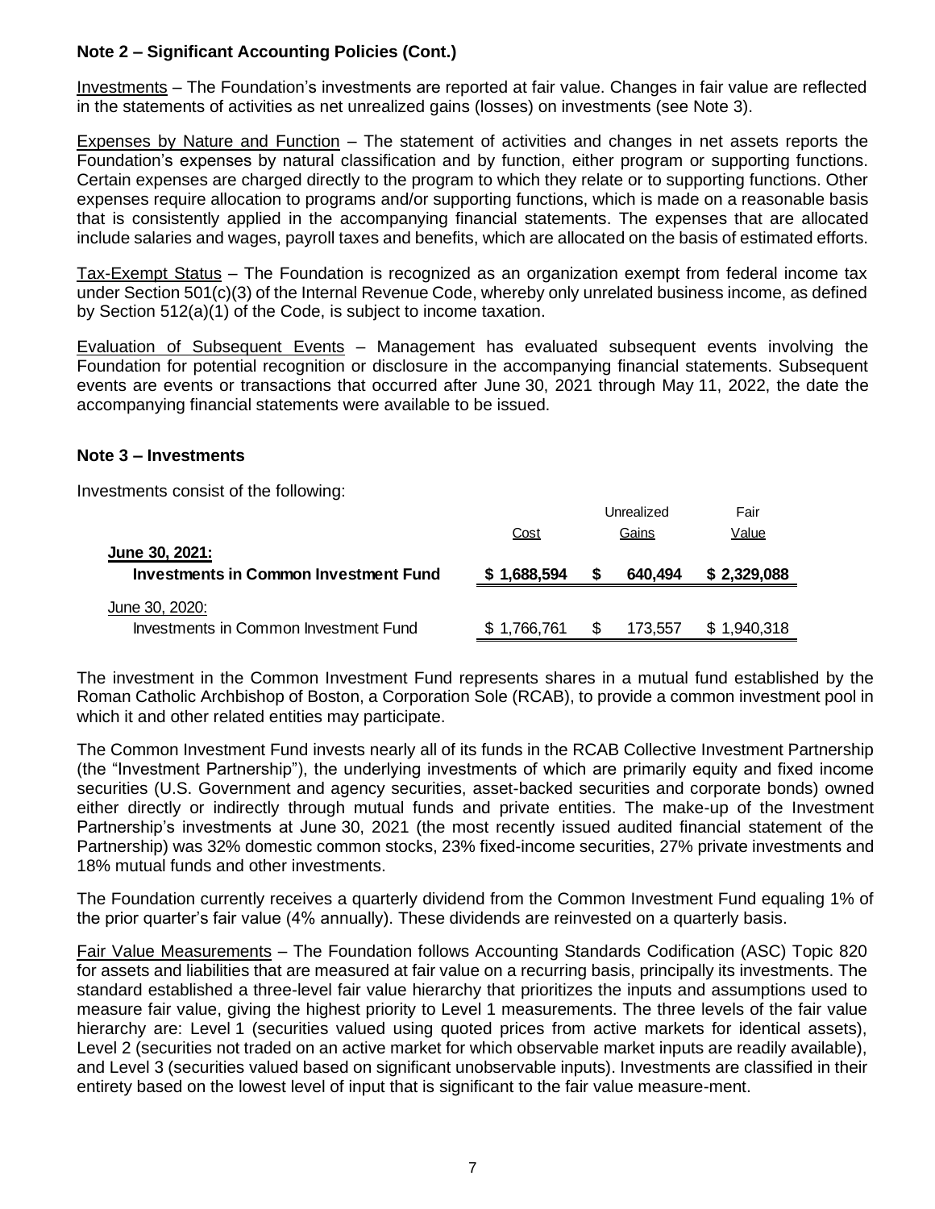**Note 2 – Significant Accounting Policies (Cont.)**

Investments – The Foundation's investments are reported at fair value. Changes in fair value are reflected in the statements of activities as net unrealized gains (losses) on investments (see Note 3).

Expenses by Nature and Function – The statement of activities and changes in net assets reports the Foundation's expenses by natural classification and by function, either program or supporting functions. Certain expenses are charged directly to the program to which they relate or to supporting functions. Other expenses require allocation to programs and/or supporting functions, which is made on a reasonable basis that is consistently applied in the accompanying financial statements. The expenses that are allocated include salaries and wages, payroll taxes and benefits, which are allocated on the basis of estimated efforts.

Tax-Exempt Status – The Foundation is recognized as an organization exempt from federal income tax under Section 501(c)(3) of the Internal Revenue Code, whereby only unrelated business income, as defined by Section 512(a)(1) of the Code, is subject to income taxation.

Evaluation of Subsequent Events – Management has evaluated subsequent events involving the Foundation for potential recognition or disclosure in the accompanying financial statements. Subsequent events are events or transactions that occurred after June 30, 2021 through May 11, 2022, the date the accompanying financial statements were available to be issued.

**Note 3 – Investments**

Investments consist of the following:

| | Cost | Unrealized Gains | Fair Value |
|---|---|---|---|
| **June 30, 2021:** | | | |
| **Investments in Common Investment Fund** | **$ 1,688,594** | **$ 640,494** | **$ 2,329,088** |
| June 30, 2020: | | | |
| Investments in Common Investment Fund | $ 1,766,761 | $ 173,557 | $ 1,940,318 |

The investment in the Common Investment Fund represents shares in a mutual fund established by the Roman Catholic Archbishop of Boston, a Corporation Sole (RCAB), to provide a common investment pool in which it and other related entities may participate.

The Common Investment Fund invests nearly all of its funds in the RCAB Collective Investment Partnership (the "Investment Partnership"), the underlying investments of which are primarily equity and fixed income securities (U.S. Government and agency securities, asset-backed securities and corporate bonds) owned either directly or indirectly through mutual funds and private entities. The make-up of the Investment Partnership's investments at June 30, 2021 (the most recently issued audited financial statement of the Partnership) was 32% domestic common stocks, 23% fixed-income securities, 27% private investments and 18% mutual funds and other investments.

The Foundation currently receives a quarterly dividend from the Common Investment Fund equaling 1% of the prior quarter's fair value (4% annually). These dividends are reinvested on a quarterly basis.

Fair Value Measurements – The Foundation follows Accounting Standards Codification (ASC) Topic 820 for assets and liabilities that are measured at fair value on a recurring basis, principally its investments. The standard established a three-level fair value hierarchy that prioritizes the inputs and assumptions used to measure fair value, giving the highest priority to Level 1 measurements. The three levels of the fair value hierarchy are: Level 1 (securities valued using quoted prices from active markets for identical assets), Level 2 (securities not traded on an active market for which observable market inputs are readily available), and Level 3 (securities valued based on significant unobservable inputs). Investments are classified in their entirety based on the lowest level of input that is significant to the fair value measure-ment.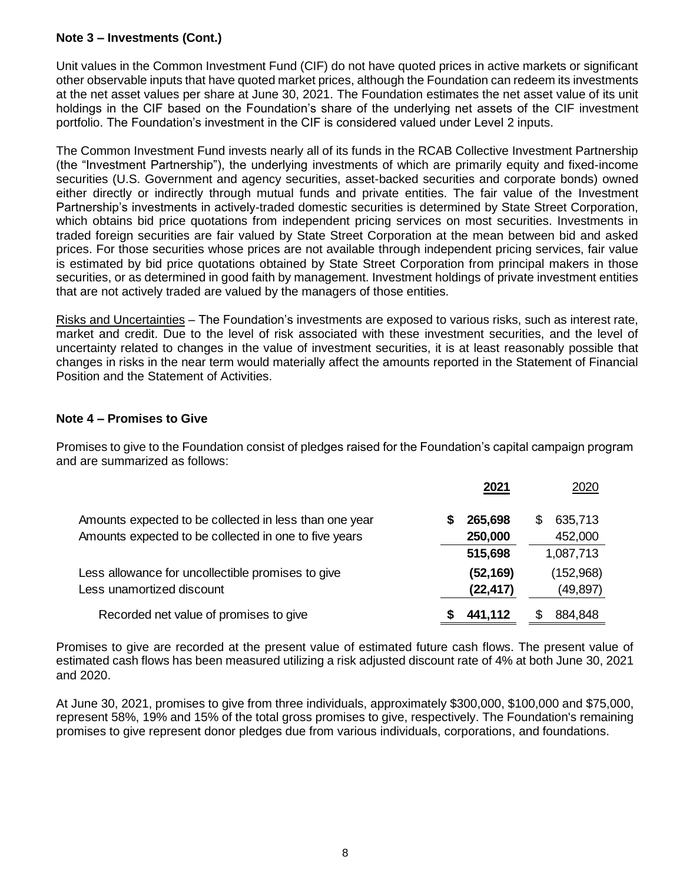## Note 3 – Investments (Cont.)

Unit values in the Common Investment Fund (CIF) do not have quoted prices in active markets or significant other observable inputs that have quoted market prices, although the Foundation can redeem its investments at the net asset values per share at June 30, 2021. The Foundation estimates the net asset value of its unit holdings in the CIF based on the Foundation's share of the underlying net assets of the CIF investment portfolio. The Foundation's investment in the CIF is considered valued under Level 2 inputs.

The Common Investment Fund invests nearly all of its funds in the RCAB Collective Investment Partnership (the "Investment Partnership"), the underlying investments of which are primarily equity and fixed-income securities (U.S. Government and agency securities, asset-backed securities and corporate bonds) owned either directly or indirectly through mutual funds and private entities. The fair value of the Investment Partnership's investments in actively-traded domestic securities is determined by State Street Corporation, which obtains bid price quotations from independent pricing services on most securities. Investments in traded foreign securities are fair valued by State Street Corporation at the mean between bid and asked prices. For those securities whose prices are not available through independent pricing services, fair value is estimated by bid price quotations obtained by State Street Corporation from principal makers in those securities, or as determined in good faith by management. Investment holdings of private investment entities that are not actively traded are valued by the managers of those entities.

Risks and Uncertainties – The Foundation's investments are exposed to various risks, such as interest rate, market and credit. Due to the level of risk associated with these investment securities, and the level of uncertainty related to changes in the value of investment securities, it is at least reasonably possible that changes in risks in the near term would materially affect the amounts reported in the Statement of Financial Position and the Statement of Activities.

## Note 4 – Promises to Give

Promises to give to the Foundation consist of pledges raised for the Foundation's capital campaign program and are summarized as follows:

| | **2021** | 2020 |
|---|---|---|
| Amounts expected to be collected in less than one year | **$ 265,698** | $ 635,713 |
| Amounts expected to be collected in one to five years | **250,000** | 452,000 |
| | **515,698** | 1,087,713 |
| Less allowance for uncollectible promises to give | **(52,169)** | (152,968) |
| Less unamortized discount | **(22,417)** | (49,897) |
| Recorded net value of promises to give | **$ 441,112** | $ 884,848 |

Promises to give are recorded at the present value of estimated future cash flows. The present value of estimated cash flows has been measured utilizing a risk adjusted discount rate of 4% at both June 30, 2021 and 2020.

At June 30, 2021, promises to give from three individuals, approximately $300,000, $100,000 and $75,000, represent 58%, 19% and 15% of the total gross promises to give, respectively. The Foundation's remaining promises to give represent donor pledges due from various individuals, corporations, and foundations.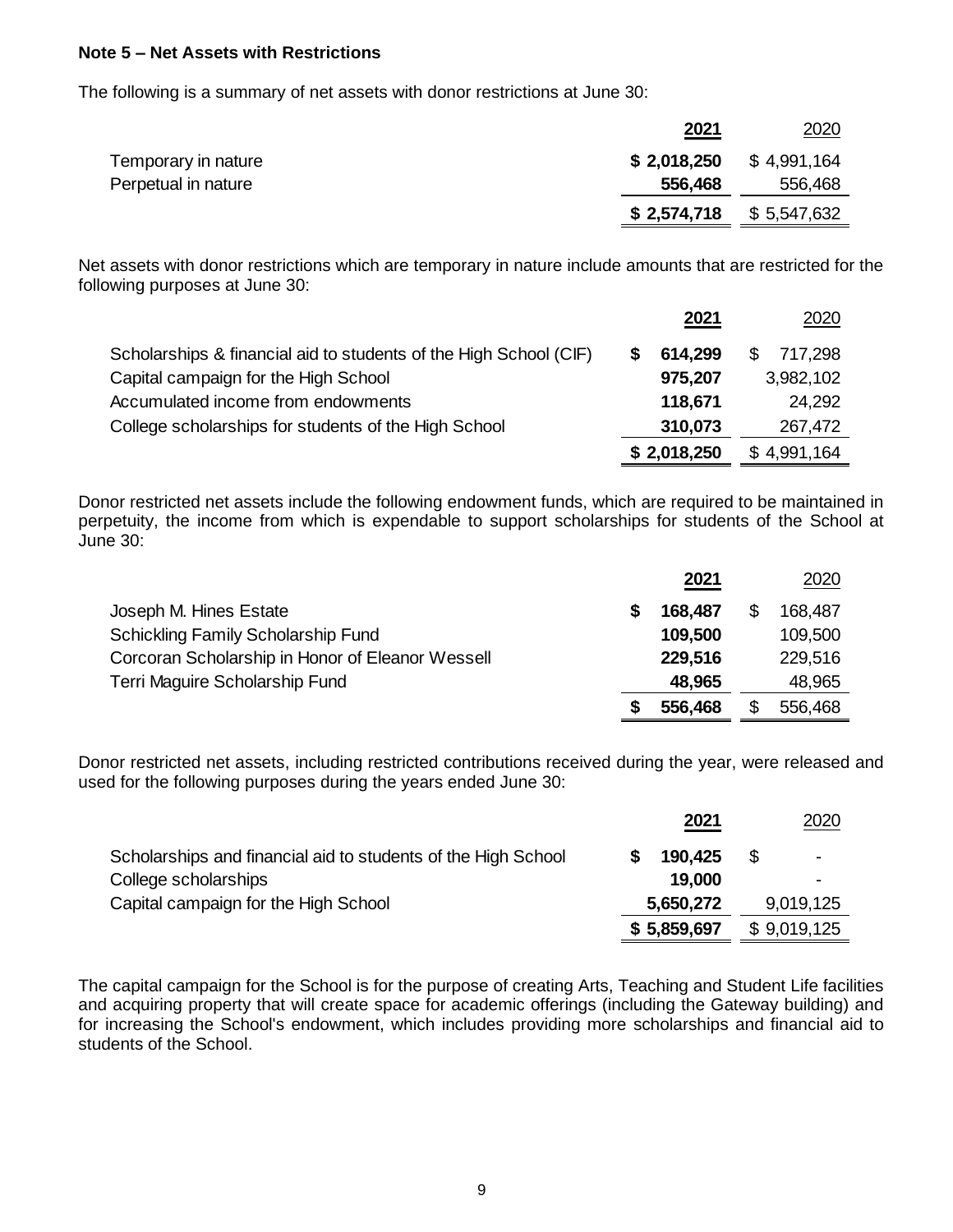**Note 5 – Net Assets with Restrictions**

The following is a summary of net assets with donor restrictions at June 30:

| | 2021 | 2020 |
|---|---|---|
| Temporary in nature | **$ 2,018,250** | $ 4,991,164 |
| Perpetual in nature | **556,468** | 556,468 |
| | **$ 2,574,718** | $ 5,547,632 |

Net assets with donor restrictions which are temporary in nature include amounts that are restricted for the following purposes at June 30:

| | 2021 | 2020 |
|---|---|---|
| Scholarships & financial aid to students of the High School (CIF) | **$ 614,299** | $ 717,298 |
| Capital campaign for the High School | **975,207** | 3,982,102 |
| Accumulated income from endowments | **118,671** | 24,292 |
| College scholarships for students of the High School | **310,073** | 267,472 |
| | **$ 2,018,250** | $ 4,991,164 |

Donor restricted net assets include the following endowment funds, which are required to be maintained in perpetuity, the income from which is expendable to support scholarships for students of the School at June 30:

| | 2021 | 2020 |
|---|---|---|
| Joseph M. Hines Estate | **$ 168,487** | $ 168,487 |
| Schickling Family Scholarship Fund | **109,500** | 109,500 |
| Corcoran Scholarship in Honor of Eleanor Wessell | **229,516** | 229,516 |
| Terri Maguire Scholarship Fund | **48,965** | 48,965 |
| | **$ 556,468** | $ 556,468 |

Donor restricted net assets, including restricted contributions received during the year, were released and used for the following purposes during the years ended June 30:

| | 2021 | 2020 |
|---|---|---|
| Scholarships and financial aid to students of the High School | **$ 190,425** | $ - |
| College scholarships | **19,000** | - |
| Capital campaign for the High School | **5,650,272** | 9,019,125 |
| | **$ 5,859,697** | $ 9,019,125 |

The capital campaign for the School is for the purpose of creating Arts, Teaching and Student Life facilities and acquiring property that will create space for academic offerings (including the Gateway building) and for increasing the School's endowment, which includes providing more scholarships and financial aid to students of the School.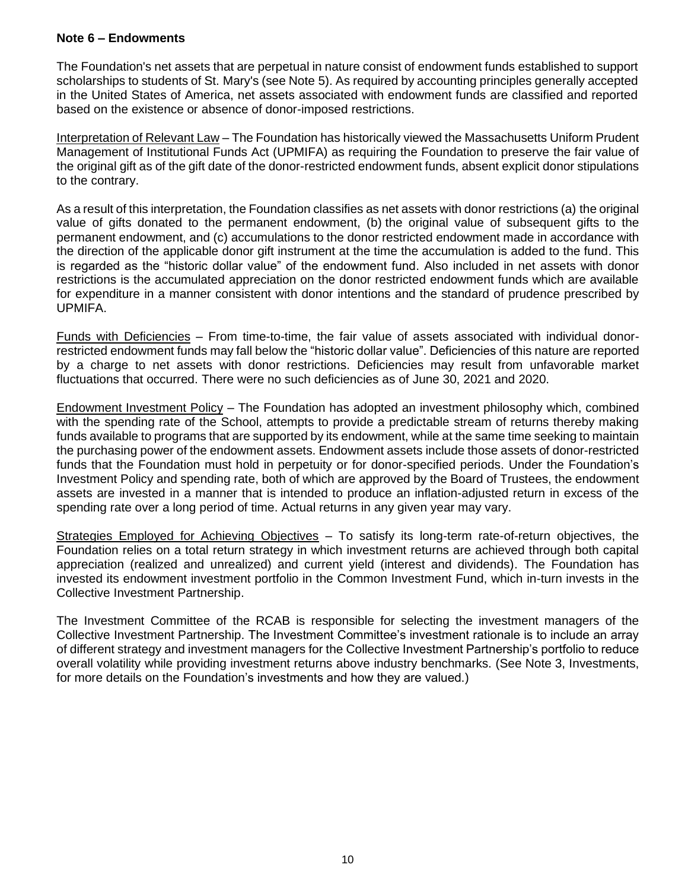**Note 6 – Endowments**

The Foundation's net assets that are perpetual in nature consist of endowment funds established to support scholarships to students of St. Mary's (see Note 5). As required by accounting principles generally accepted in the United States of America, net assets associated with endowment funds are classified and reported based on the existence or absence of donor-imposed restrictions.

Interpretation of Relevant Law – The Foundation has historically viewed the Massachusetts Uniform Prudent Management of Institutional Funds Act (UPMIFA) as requiring the Foundation to preserve the fair value of the original gift as of the gift date of the donor-restricted endowment funds, absent explicit donor stipulations to the contrary.

As a result of this interpretation, the Foundation classifies as net assets with donor restrictions (a) the original value of gifts donated to the permanent endowment, (b) the original value of subsequent gifts to the permanent endowment, and (c) accumulations to the donor restricted endowment made in accordance with the direction of the applicable donor gift instrument at the time the accumulation is added to the fund. This is regarded as the "historic dollar value" of the endowment fund. Also included in net assets with donor restrictions is the accumulated appreciation on the donor restricted endowment funds which are available for expenditure in a manner consistent with donor intentions and the standard of prudence prescribed by UPMIFA.

Funds with Deficiencies – From time-to-time, the fair value of assets associated with individual donor-restricted endowment funds may fall below the "historic dollar value". Deficiencies of this nature are reported by a charge to net assets with donor restrictions. Deficiencies may result from unfavorable market fluctuations that occurred. There were no such deficiencies as of June 30, 2021 and 2020.

Endowment Investment Policy – The Foundation has adopted an investment philosophy which, combined with the spending rate of the School, attempts to provide a predictable stream of returns thereby making funds available to programs that are supported by its endowment, while at the same time seeking to maintain the purchasing power of the endowment assets. Endowment assets include those assets of donor-restricted funds that the Foundation must hold in perpetuity or for donor-specified periods. Under the Foundation's Investment Policy and spending rate, both of which are approved by the Board of Trustees, the endowment assets are invested in a manner that is intended to produce an inflation-adjusted return in excess of the spending rate over a long period of time. Actual returns in any given year may vary.

Strategies Employed for Achieving Objectives – To satisfy its long-term rate-of-return objectives, the Foundation relies on a total return strategy in which investment returns are achieved through both capital appreciation (realized and unrealized) and current yield (interest and dividends). The Foundation has invested its endowment investment portfolio in the Common Investment Fund, which in-turn invests in the Collective Investment Partnership.

The Investment Committee of the RCAB is responsible for selecting the investment managers of the Collective Investment Partnership. The Investment Committee's investment rationale is to include an array of different strategy and investment managers for the Collective Investment Partnership's portfolio to reduce overall volatility while providing investment returns above industry benchmarks. (See Note 3, Investments, for more details on the Foundation's investments and how they are valued.)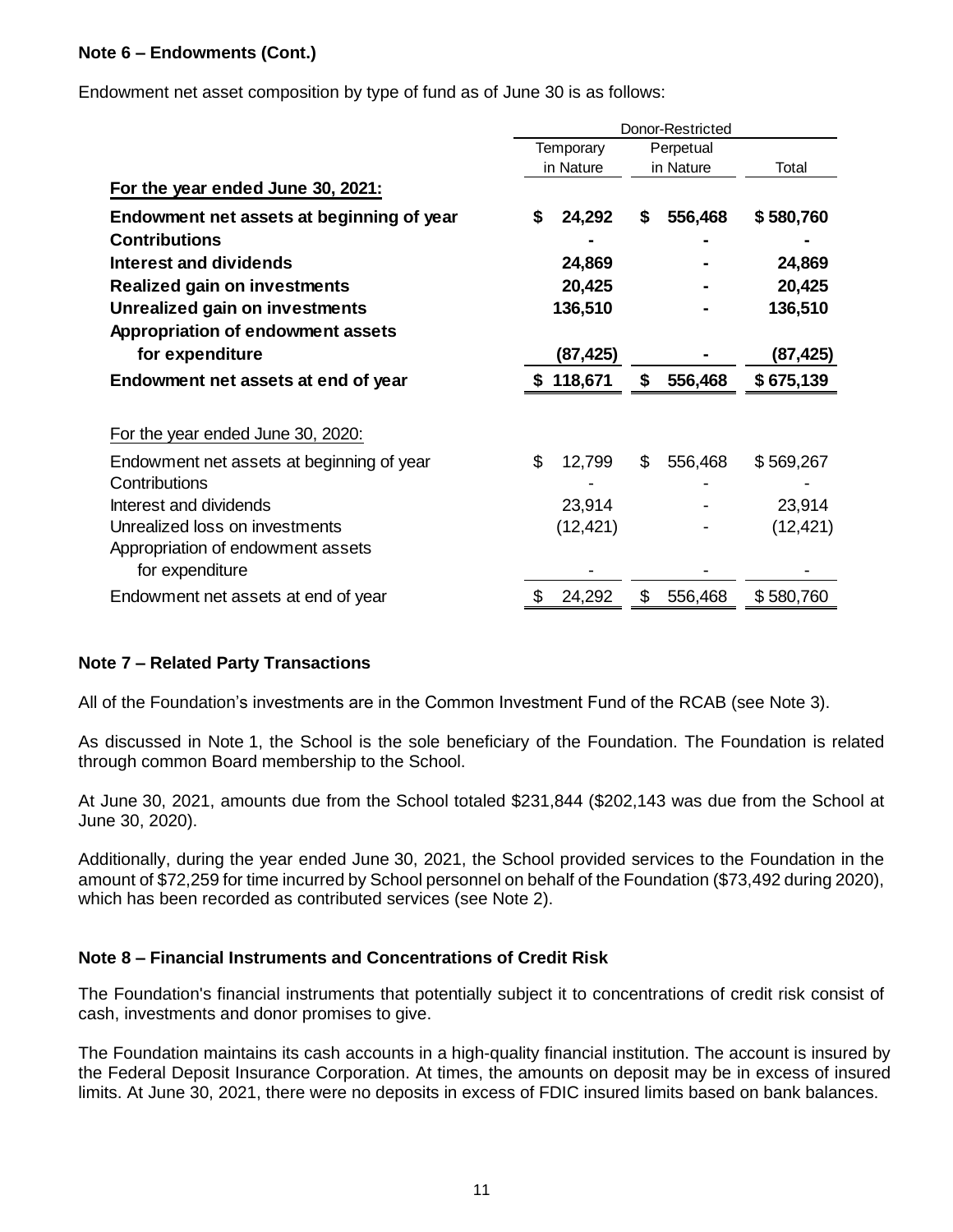**Note 6 – Endowments (Cont.)**

Endowment net asset composition by type of fund as of June 30 is as follows:

| | Donor-Restricted | | |
|---|---|---|---|
| | Temporary in Nature | Perpetual in Nature | Total |
| **For the year ended June 30, 2021:** | | | |
| **Endowment net assets at beginning of year** | **$ 24,292** | **$ 556,468** | **$ 580,760** |
| **Contributions** | **-** | **-** | **-** |
| **Interest and dividends** | **24,869** | **-** | **24,869** |
| **Realized gain on investments** | **20,425** | **-** | **20,425** |
| **Unrealized gain on investments** | **136,510** | **-** | **136,510** |
| **Appropriation of endowment assets for expenditure** | **(87,425)** | **-** | **(87,425)** |
| **Endowment net assets at end of year** | **$ 118,671** | **$ 556,468** | **$ 675,139** |
| For the year ended June 30, 2020: | | | |
| Endowment net assets at beginning of year | $ 12,799 | $ 556,468 | $ 569,267 |
| Contributions | - | - | - |
| Interest and dividends | 23,914 | - | 23,914 |
| Unrealized loss on investments | (12,421) | - | (12,421) |
| Appropriation of endowment assets for expenditure | - | - | - |
| Endowment net assets at end of year | $ 24,292 | $ 556,468 | $ 580,760 |

**Note 7 – Related Party Transactions**

All of the Foundation's investments are in the Common Investment Fund of the RCAB (see Note 3).

As discussed in Note 1, the School is the sole beneficiary of the Foundation. The Foundation is related through common Board membership to the School.

At June 30, 2021, amounts due from the School totaled $231,844 ($202,143 was due from the School at June 30, 2020).

Additionally, during the year ended June 30, 2021, the School provided services to the Foundation in the amount of $72,259 for time incurred by School personnel on behalf of the Foundation ($73,492 during 2020), which has been recorded as contributed services (see Note 2).

**Note 8 – Financial Instruments and Concentrations of Credit Risk**

The Foundation's financial instruments that potentially subject it to concentrations of credit risk consist of cash, investments and donor promises to give.

The Foundation maintains its cash accounts in a high-quality financial institution. The account is insured by the Federal Deposit Insurance Corporation. At times, the amounts on deposit may be in excess of insured limits. At June 30, 2021, there were no deposits in excess of FDIC insured limits based on bank balances.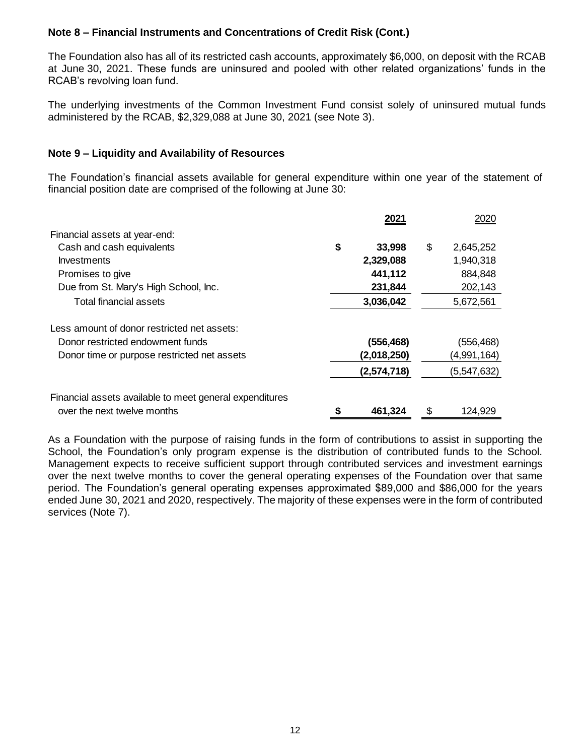**Note 8 – Financial Instruments and Concentrations of Credit Risk (Cont.)**

The Foundation also has all of its restricted cash accounts, approximately $6,000, on deposit with the RCAB at June 30, 2021. These funds are uninsured and pooled with other related organizations' funds in the RCAB's revolving loan fund.

The underlying investments of the Common Investment Fund consist solely of uninsured mutual funds administered by the RCAB, $2,329,088 at June 30, 2021 (see Note 3).

**Note 9 – Liquidity and Availability of Resources**

The Foundation's financial assets available for general expenditure within one year of the statement of financial position date are comprised of the following at June 30:

| | **2021** | 2020 |
|---|---|---|
| Financial assets at year-end: | | |
| Cash and cash equivalents | **$ 33,998** | $ 2,645,252 |
| Investments | **2,329,088** | 1,940,318 |
| Promises to give | **441,112** | 884,848 |
| Due from St. Mary's High School, Inc. | **231,844** | 202,143 |
| Total financial assets | **3,036,042** | 5,672,561 |
| Less amount of donor restricted net assets: | | |
| Donor restricted endowment funds | **(556,468)** | (556,468) |
| Donor time or purpose restricted net assets | **(2,018,250)** | (4,991,164) |
| | **(2,574,718)** | (5,547,632) |
| Financial assets available to meet general expenditures over the next twelve months | **$ 461,324** | $ 124,929 |

As a Foundation with the purpose of raising funds in the form of contributions to assist in supporting the School, the Foundation's only program expense is the distribution of contributed funds to the School. Management expects to receive sufficient support through contributed services and investment earnings over the next twelve months to cover the general operating expenses of the Foundation over that same period. The Foundation's general operating expenses approximated $89,000 and $86,000 for the years ended June 30, 2021 and 2020, respectively. The majority of these expenses were in the form of contributed services (Note 7).